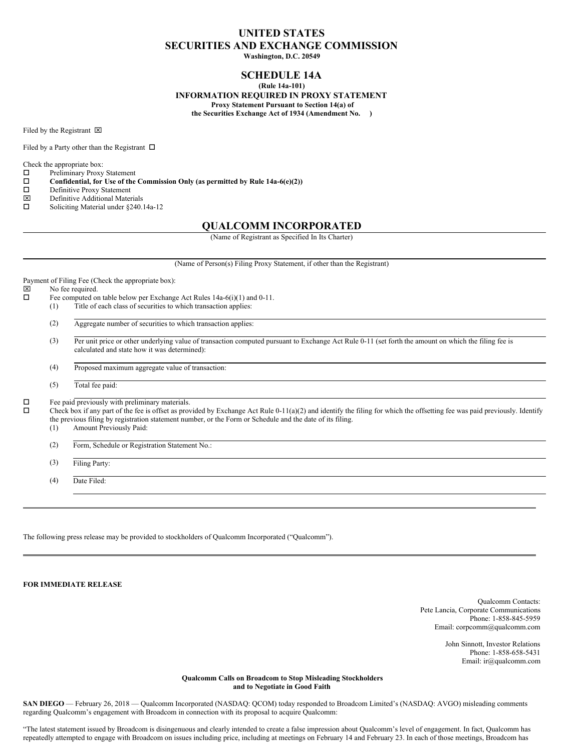# UNITED STATES
# SECURITIES AND EXCHANGE COMMISSION

**Washington, D.C. 20549**

## SCHEDULE 14A

**(Rule 14a-101)**

**INFORMATION REQUIRED IN PROXY STATEMENT**

**Proxy Statement Pursuant to Section 14(a) of the Securities Exchange Act of 1934 (Amendment No. )**

Filed by the Registrant ☒

Filed by a Party other than the Registrant ☐

Check the appropriate box:

☐ Preliminary Proxy Statement
☐ **Confidential, for Use of the Commission Only (as permitted by Rule 14a-6(e)(2))**
☐ Definitive Proxy Statement
☒ Definitive Additional Materials
☐ Soliciting Material under §240.14a-12

## QUALCOMM INCORPORATED

(Name of Registrant as Specified In Its Charter)

(Name of Person(s) Filing Proxy Statement, if other than the Registrant)

Payment of Filing Fee (Check the appropriate box):

☒ No fee required.
☐ Fee computed on table below per Exchange Act Rules 14a-6(i)(1) and 0-11.

(1) Title of each class of securities to which transaction applies:

(2) Aggregate number of securities to which transaction applies:

(3) Per unit price or other underlying value of transaction computed pursuant to Exchange Act Rule 0-11 (set forth the amount on which the filing fee is calculated and state how it was determined):

(4) Proposed maximum aggregate value of transaction:

(5) Total fee paid:

☐ Fee paid previously with preliminary materials.
☐ Check box if any part of the fee is offset as provided by Exchange Act Rule 0-11(a)(2) and identify the filing for which the offsetting fee was paid previously. Identify the previous filing by registration statement number, or the Form or Schedule and the date of its filing.

(1) Amount Previously Paid:

(2) Form, Schedule or Registration Statement No.:

(3) Filing Party:

(4) Date Filed:

---

The following press release may be provided to stockholders of Qualcomm Incorporated ("Qualcomm").

---

**FOR IMMEDIATE RELEASE**

Qualcomm Contacts:
Pete Lancia, Corporate Communications
Phone: 1-858-845-5959
Email: corpcomm@qualcomm.com

John Sinnott, Investor Relations
Phone: 1-858-658-5431
Email: ir@qualcomm.com

**Qualcomm Calls on Broadcom to Stop Misleading Stockholders and to Negotiate in Good Faith**

**SAN DIEGO** — February 26, 2018 — Qualcomm Incorporated (NASDAQ: QCOM) today responded to Broadcom Limited's (NASDAQ: AVGO) misleading comments regarding Qualcomm's engagement with Broadcom in connection with its proposal to acquire Qualcomm:

"The latest statement issued by Broadcom is disingenuous and clearly intended to create a false impression about Qualcomm's level of engagement. In fact, Qualcomm has repeatedly attempted to engage with Broadcom on issues including price, including at meetings on February 14 and February 23. In each of those meetings, Broadcom has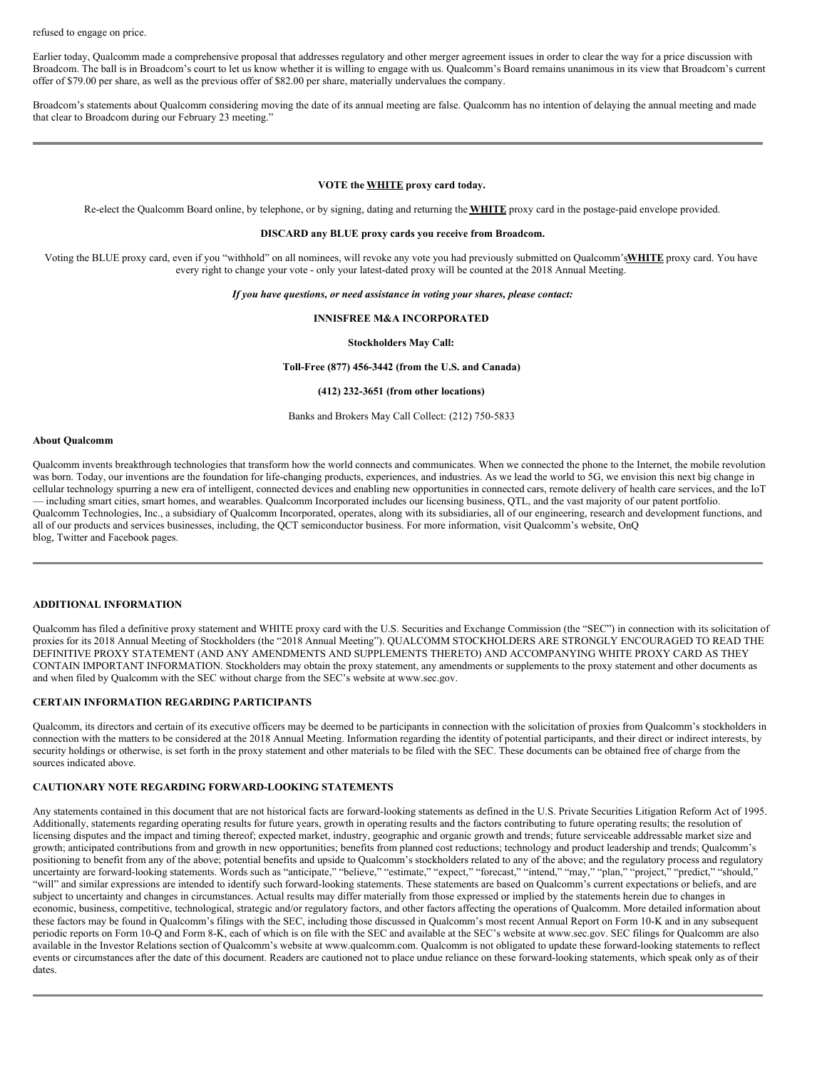refused to engage on price.

Earlier today, Qualcomm made a comprehensive proposal that addresses regulatory and other merger agreement issues in order to clear the way for a price discussion with Broadcom. The ball is in Broadcom's court to let us know whether it is willing to engage with us. Qualcomm's Board remains unanimous in its view that Broadcom's current offer of $79.00 per share, as well as the previous offer of $82.00 per share, materially undervalues the company.

Broadcom's statements about Qualcomm considering moving the date of its annual meeting are false. Qualcomm has no intention of delaying the annual meeting and made that clear to Broadcom during our February 23 meeting."

---

**VOTE the WHITE proxy card today.**

Re-elect the Qualcomm Board online, by telephone, or by signing, dating and returning the **WHITE** proxy card in the postage-paid envelope provided.

**DISCARD any BLUE proxy cards you receive from Broadcom.**

Voting the BLUE proxy card, even if you "withhold" on all nominees, will revoke any vote you had previously submitted on Qualcomm's **WHITE** proxy card. You have every right to change your vote - only your latest-dated proxy will be counted at the 2018 Annual Meeting.

***If you have questions, or need assistance in voting your shares, please contact:***

**INNISFREE M&A INCORPORATED**

**Stockholders May Call:**

**Toll-Free (877) 456-3442 (from the U.S. and Canada)**

**(412) 232-3651 (from other locations)**

Banks and Brokers May Call Collect: (212) 750-5833

**About Qualcomm**

Qualcomm invents breakthrough technologies that transform how the world connects and communicates. When we connected the phone to the Internet, the mobile revolution was born. Today, our inventions are the foundation for life-changing products, experiences, and industries. As we lead the world to 5G, we envision this next big change in cellular technology spurring a new era of intelligent, connected devices and enabling new opportunities in connected cars, remote delivery of health care services, and the IoT — including smart cities, smart homes, and wearables. Qualcomm Incorporated includes our licensing business, QTL, and the vast majority of our patent portfolio. Qualcomm Technologies, Inc., a subsidiary of Qualcomm Incorporated, operates, along with its subsidiaries, all of our engineering, research and development functions, and all of our products and services businesses, including, the QCT semiconductor business. For more information, visit Qualcomm's website, OnQ blog, Twitter and Facebook pages.

---

**ADDITIONAL INFORMATION**

Qualcomm has filed a definitive proxy statement and WHITE proxy card with the U.S. Securities and Exchange Commission (the "SEC") in connection with its solicitation of proxies for its 2018 Annual Meeting of Stockholders (the "2018 Annual Meeting"). QUALCOMM STOCKHOLDERS ARE STRONGLY ENCOURAGED TO READ THE DEFINITIVE PROXY STATEMENT (AND ANY AMENDMENTS AND SUPPLEMENTS THERETO) AND ACCOMPANYING WHITE PROXY CARD AS THEY CONTAIN IMPORTANT INFORMATION. Stockholders may obtain the proxy statement, any amendments or supplements to the proxy statement and other documents as and when filed by Qualcomm with the SEC without charge from the SEC's website at www.sec.gov.

**CERTAIN INFORMATION REGARDING PARTICIPANTS**

Qualcomm, its directors and certain of its executive officers may be deemed to be participants in connection with the solicitation of proxies from Qualcomm's stockholders in connection with the matters to be considered at the 2018 Annual Meeting. Information regarding the identity of potential participants, and their direct or indirect interests, by security holdings or otherwise, is set forth in the proxy statement and other materials to be filed with the SEC. These documents can be obtained free of charge from the sources indicated above.

**CAUTIONARY NOTE REGARDING FORWARD-LOOKING STATEMENTS**

Any statements contained in this document that are not historical facts are forward-looking statements as defined in the U.S. Private Securities Litigation Reform Act of 1995. Additionally, statements regarding operating results for future years, growth in operating results and the factors contributing to future operating results; the resolution of licensing disputes and the impact and timing thereof; expected market, industry, geographic and organic growth and trends; future serviceable addressable market size and growth; anticipated contributions from and growth in new opportunities; benefits from planned cost reductions; technology and product leadership and trends; Qualcomm's positioning to benefit from any of the above; potential benefits and upside to Qualcomm's stockholders related to any of the above; and the regulatory process and regulatory uncertainty are forward-looking statements. Words such as "anticipate," "believe," "estimate," "expect," "forecast," "intend," "may," "plan," "project," "predict," "should," "will" and similar expressions are intended to identify such forward-looking statements. These statements are based on Qualcomm's current expectations or beliefs, and are subject to uncertainty and changes in circumstances. Actual results may differ materially from those expressed or implied by the statements herein due to changes in economic, business, competitive, technological, strategic and/or regulatory factors, and other factors affecting the operations of Qualcomm. More detailed information about these factors may be found in Qualcomm's filings with the SEC, including those discussed in Qualcomm's most recent Annual Report on Form 10-K and in any subsequent periodic reports on Form 10-Q and Form 8-K, each of which is on file with the SEC and available at the SEC's website at www.sec.gov. SEC filings for Qualcomm are also available in the Investor Relations section of Qualcomm's website at www.qualcomm.com. Qualcomm is not obligated to update these forward-looking statements to reflect events or circumstances after the date of this document. Readers are cautioned not to place undue reliance on these forward-looking statements, which speak only as of their dates.

---